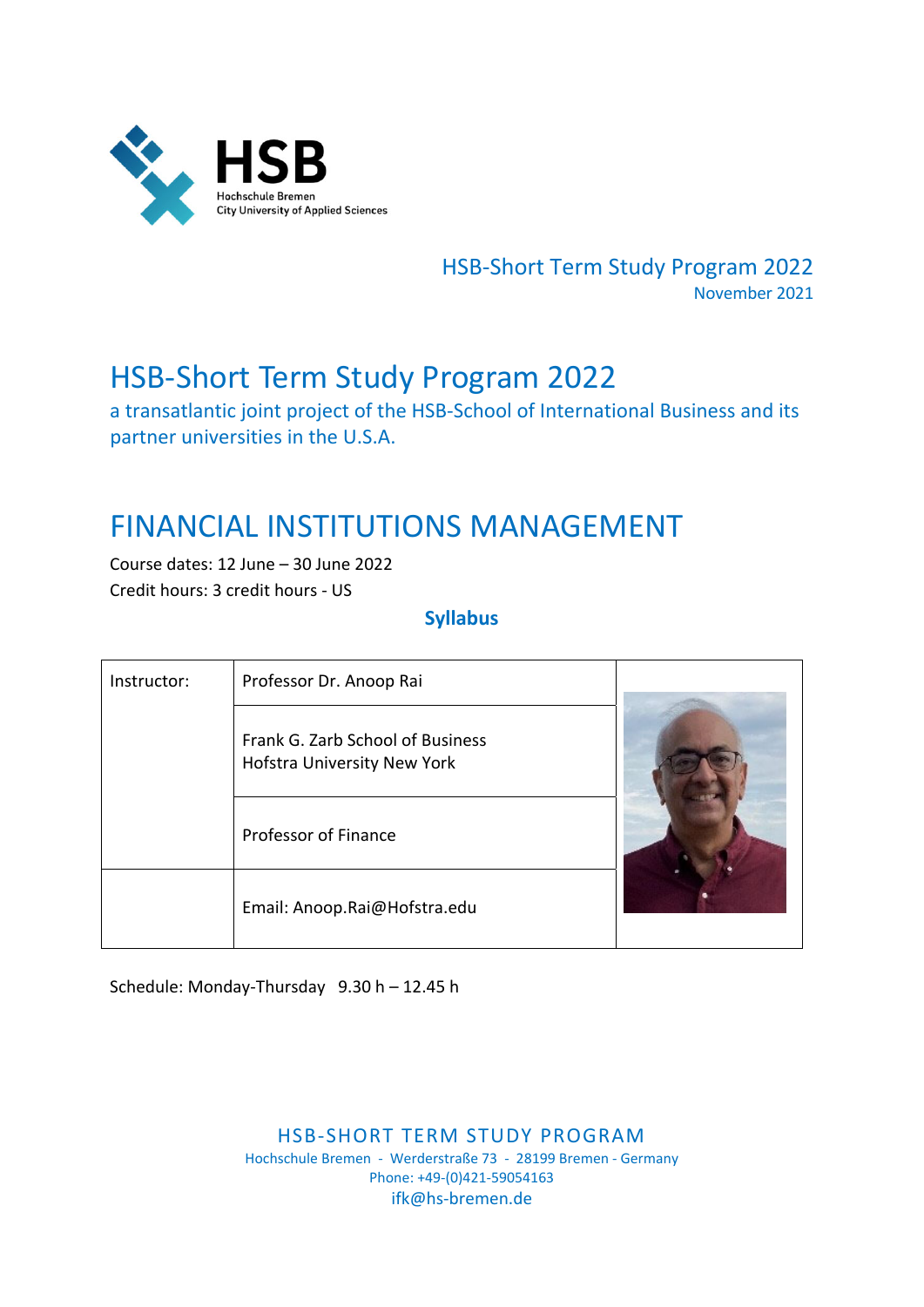HSB
Hochschule Bremen
City University of Applied Sciences

HSB-Short Term Study Program 2022
November 2021

# HSB-Short Term Study Program 2022

a transatlantic joint project of the HSB-School of International Business and its partner universities in the U.S.A.

# FINANCIAL INSTITUTIONS MANAGEMENT

Course dates: 12 June – 30 June 2022
Credit hours: 3 credit hours - US

**Syllabus**

| Instructor: | Professor Dr. Anoop Rai |
| --- | --- |
| | Frank G. Zarb School of Business<br>Hofstra University New York |
| | Professor of Finance |
| | Email: Anoop.Rai@Hofstra.edu |

Schedule: Monday-Thursday 9.30 h – 12.45 h

HSB-SHORT TERM STUDY PROGRAM
Hochschule Bremen - Werderstraße 73 - 28199 Bremen - Germany
Phone: +49-(0)421-59054163
ifk@hs-bremen.de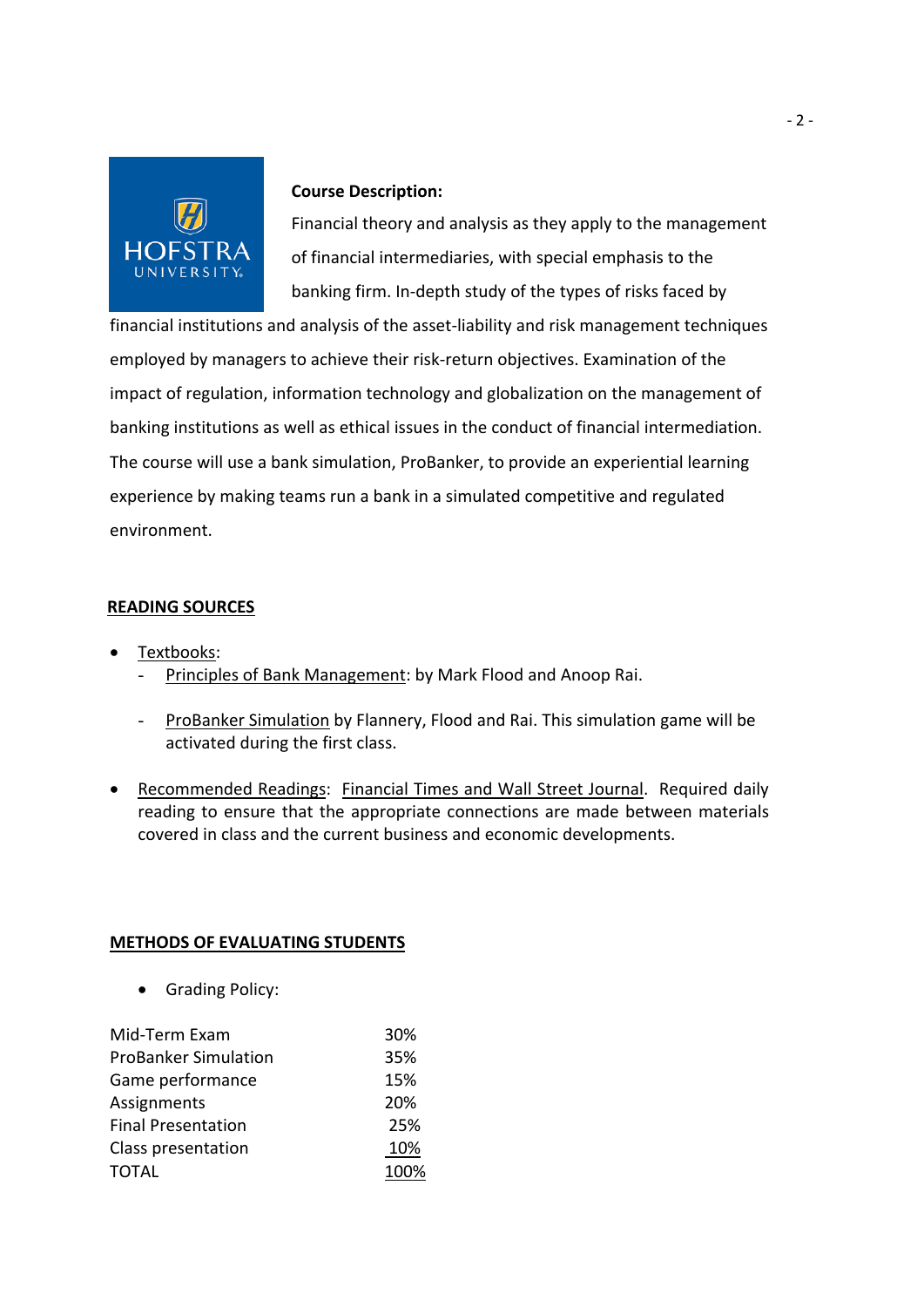**Course Description:**

Financial theory and analysis as they apply to the management of financial intermediaries, with special emphasis to the banking firm. In-depth study of the types of risks faced by financial institutions and analysis of the asset-liability and risk management techniques employed by managers to achieve their risk-return objectives. Examination of the impact of regulation, information technology and globalization on the management of banking institutions as well as ethical issues in the conduct of financial intermediation. The course will use a bank simulation, ProBanker, to provide an experiential learning experience by making teams run a bank in a simulated competitive and regulated environment.

## READING SOURCES

- Textbooks:
  - Principles of Bank Management: by Mark Flood and Anoop Rai.
  - ProBanker Simulation by Flannery, Flood and Rai. This simulation game will be activated during the first class.
- Recommended Readings: Financial Times and Wall Street Journal. Required daily reading to ensure that the appropriate connections are made between materials covered in class and the current business and economic developments.

## METHODS OF EVALUATING STUDENTS

- Grading Policy:

| | |
|---|---|
| Mid-Term Exam | 30% |
| ProBanker Simulation | 35% |
| Game performance | 15% |
| Assignments | 20% |
| Final Presentation | 25% |
| Class presentation | 10% |
| TOTAL | 100% |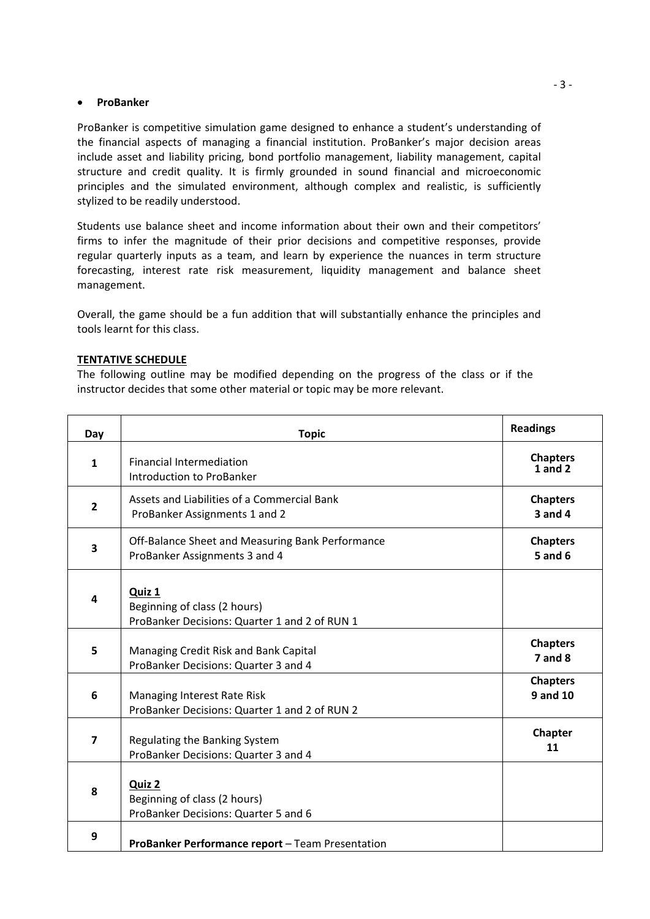- **ProBanker**

ProBanker is competitive simulation game designed to enhance a student's understanding of the financial aspects of managing a financial institution. ProBanker's major decision areas include asset and liability pricing, bond portfolio management, liability management, capital structure and credit quality. It is firmly grounded in sound financial and microeconomic principles and the simulated environment, although complex and realistic, is sufficiently stylized to be readily understood.

Students use balance sheet and income information about their own and their competitors' firms to infer the magnitude of their prior decisions and competitive responses, provide regular quarterly inputs as a team, and learn by experience the nuances in term structure forecasting, interest rate risk measurement, liquidity management and balance sheet management.

Overall, the game should be a fun addition that will substantially enhance the principles and tools learnt for this class.

**TENTATIVE SCHEDULE**

The following outline may be modified depending on the progress of the class or if the instructor decides that some other material or topic may be more relevant.

| Day | Topic | Readings |
|---|---|---|
| 1 | Financial Intermediation<br>Introduction to ProBanker | **Chapters 1 and 2** |
| 2 | Assets and Liabilities of a Commercial Bank<br>ProBanker Assignments 1 and 2 | **Chapters 3 and 4** |
| 3 | Off-Balance Sheet and Measuring Bank Performance<br>ProBanker Assignments 3 and 4 | **Chapters 5 and 6** |
| 4 | **Quiz 1**<br>Beginning of class (2 hours)<br>ProBanker Decisions: Quarter 1 and 2 of RUN 1 | |
| 5 | Managing Credit Risk and Bank Capital<br>ProBanker Decisions: Quarter 3 and 4 | **Chapters 7 and 8** |
| 6 | Managing Interest Rate Risk<br>ProBanker Decisions: Quarter 1 and 2 of RUN 2 | **Chapters 9 and 10** |
| 7 | Regulating the Banking System<br>ProBanker Decisions: Quarter 3 and 4 | **Chapter 11** |
| 8 | **Quiz 2**<br>Beginning of class (2 hours)<br>ProBanker Decisions: Quarter 5 and 6 | |
| 9 | **ProBanker Performance report** – Team Presentation | |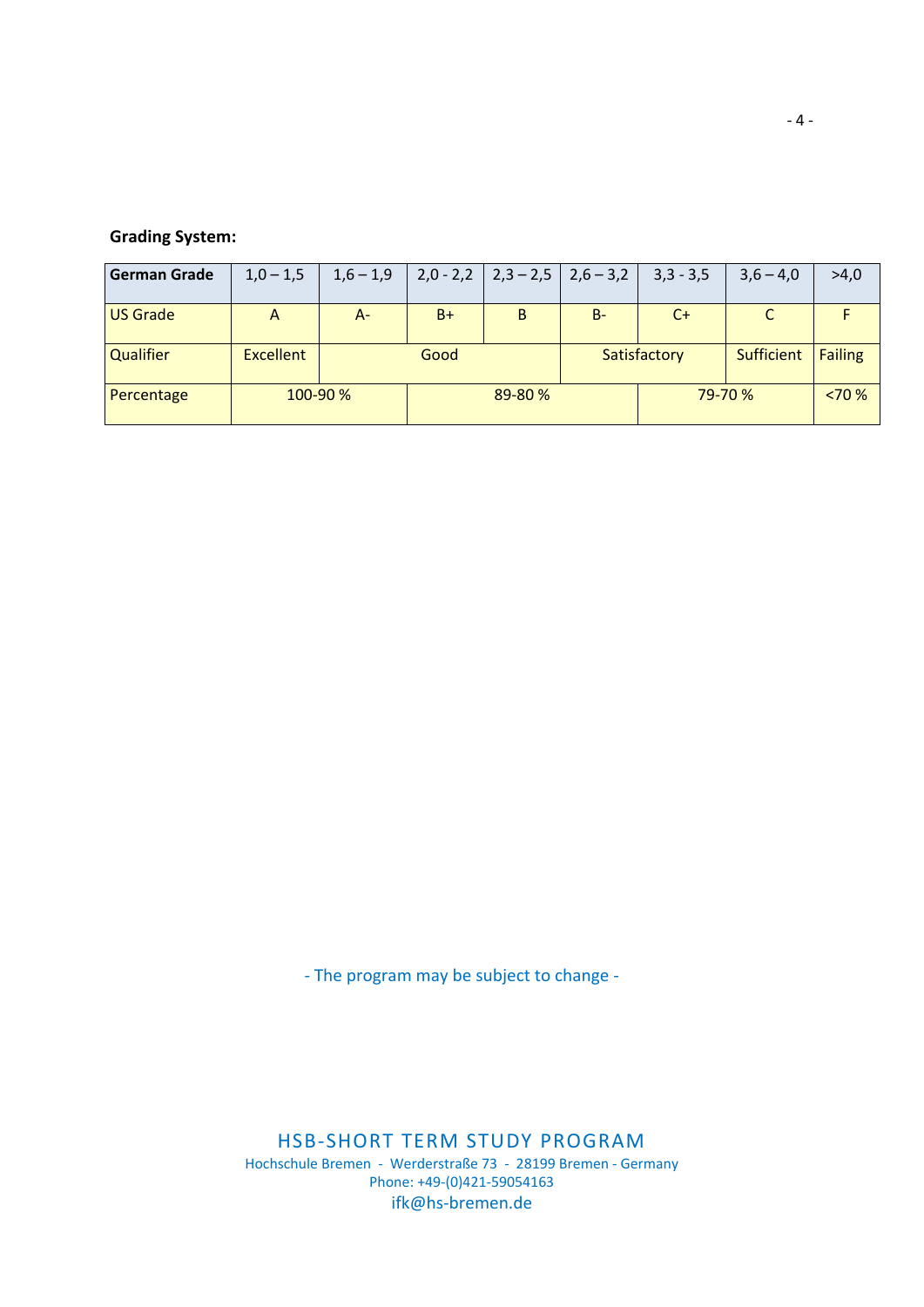**Grading System:**

| German Grade | 1,0 – 1,5 | 1,6 – 1,9 | 2,0 - 2,2 | 2,3 – 2,5 | 2,6 – 3,2 | 3,3 - 3,5 | 3,6 – 4,0 | >4,0 |
|---|---|---|---|---|---|---|---|---|
| US Grade | A | A- | B+ | B | B- | C+ | C | F |
| Qualifier | Excellent | Good | | | Satisfactory | | Sufficient | Failing |
| Percentage | 100-90 % | | 89-80 % | | | 79-70 % | | <70 % |

- The program may be subject to change -

HSB-SHORT TERM STUDY PROGRAM
Hochschule Bremen - Werderstraße 73 - 28199 Bremen - Germany
Phone: +49-(0)421-59054163
ifk@hs-bremen.de